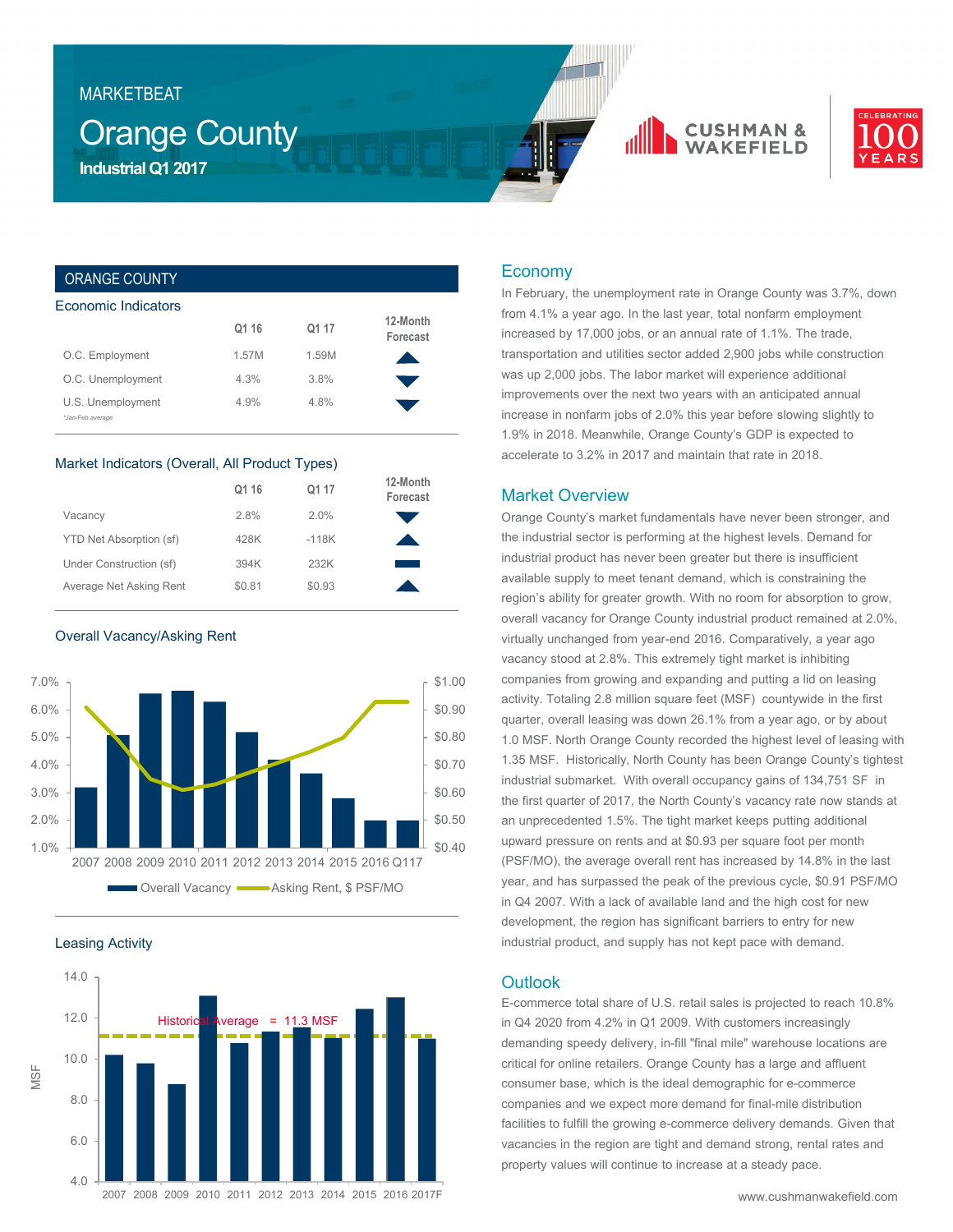MARKETBEAT

# Orange County

**Industrial Q1 2017**

## ORANGE COUNTY

### Economic Indicators

| | Q1 16 | Q1 17 | 12-Month Forecast |
|---|---|---|---|
| O.C. Employment | 1.57M | 1.59M | ▲ |
| O.C. Unemployment | 4.3% | 3.8% | ▼ |
| U.S. Unemployment | 4.9% | 4.8% | ▼ |

*Jan-Feb average

### Market Indicators (Overall, All Product Types)

| | Q1 16 | Q1 17 | 12-Month Forecast |
|---|---|---|---|
| Vacancy | 2.8% | 2.0% | ▼ |
| YTD Net Absorption (sf) | 428K | -118K | ▲ |
| Under Construction (sf) | 394K | 232K | ▬ |
| Average Net Asking Rent | $0.81 | $0.93 | ▲ |

### Overall Vacancy/Asking Rent

Overall Vacancy | Asking Rent, $ PSF/MO

### Leasing Activity

Historical Average = 11.3 MSF

## Economy

In February, the unemployment rate in Orange County was 3.7%, down from 4.1% a year ago. In the last year, total nonfarm employment increased by 17,000 jobs, or an annual rate of 1.1%. The trade, transportation and utilities sector added 2,900 jobs while construction was up 2,000 jobs. The labor market will experience additional improvements over the next two years with an anticipated annual increase in nonfarm jobs of 2.0% this year before slowing slightly to 1.9% in 2018. Meanwhile, Orange County's GDP is expected to accelerate to 3.2% in 2017 and maintain that rate in 2018.

## Market Overview

Orange County's market fundamentals have never been stronger, and the industrial sector is performing at the highest levels. Demand for industrial product has never been greater but there is insufficient available supply to meet tenant demand, which is constraining the region's ability for greater growth. With no room for absorption to grow, overall vacancy for Orange County industrial product remained at 2.0%, virtually unchanged from year-end 2016. Comparatively, a year ago vacancy stood at 2.8%. This extremely tight market is inhibiting companies from growing and expanding and putting a lid on leasing activity. Totaling 2.8 million square feet (MSF) countywide in the first quarter, overall leasing was down 26.1% from a year ago, or by about 1.0 MSF. North Orange County recorded the highest level of leasing with 1.35 MSF. Historically, North County has been Orange County's tightest industrial submarket. With overall occupancy gains of 134,751 SF in the first quarter of 2017, the North County's vacancy rate now stands at an unprecedented 1.5%. The tight market keeps putting additional upward pressure on rents and at $0.93 per square foot per month (PSF/MO), the average overall rent has increased by 14.8% in the last year, and has surpassed the peak of the previous cycle, $0.91 PSF/MO in Q4 2007. With a lack of available land and the high cost for new development, the region has significant barriers to entry for new industrial product, and supply has not kept pace with demand.

## Outlook

E-commerce total share of U.S. retail sales is projected to reach 10.8% in Q4 2020 from 4.2% in Q1 2009. With customers increasingly demanding speedy delivery, in-fill "final mile" warehouse locations are critical for online retailers. Orange County has a large and affluent consumer base, which is the ideal demographic for e-commerce companies and we expect more demand for final-mile distribution facilities to fulfill the growing e-commerce delivery demands. Given that vacancies in the region are tight and demand strong, rental rates and property values will continue to increase at a steady pace.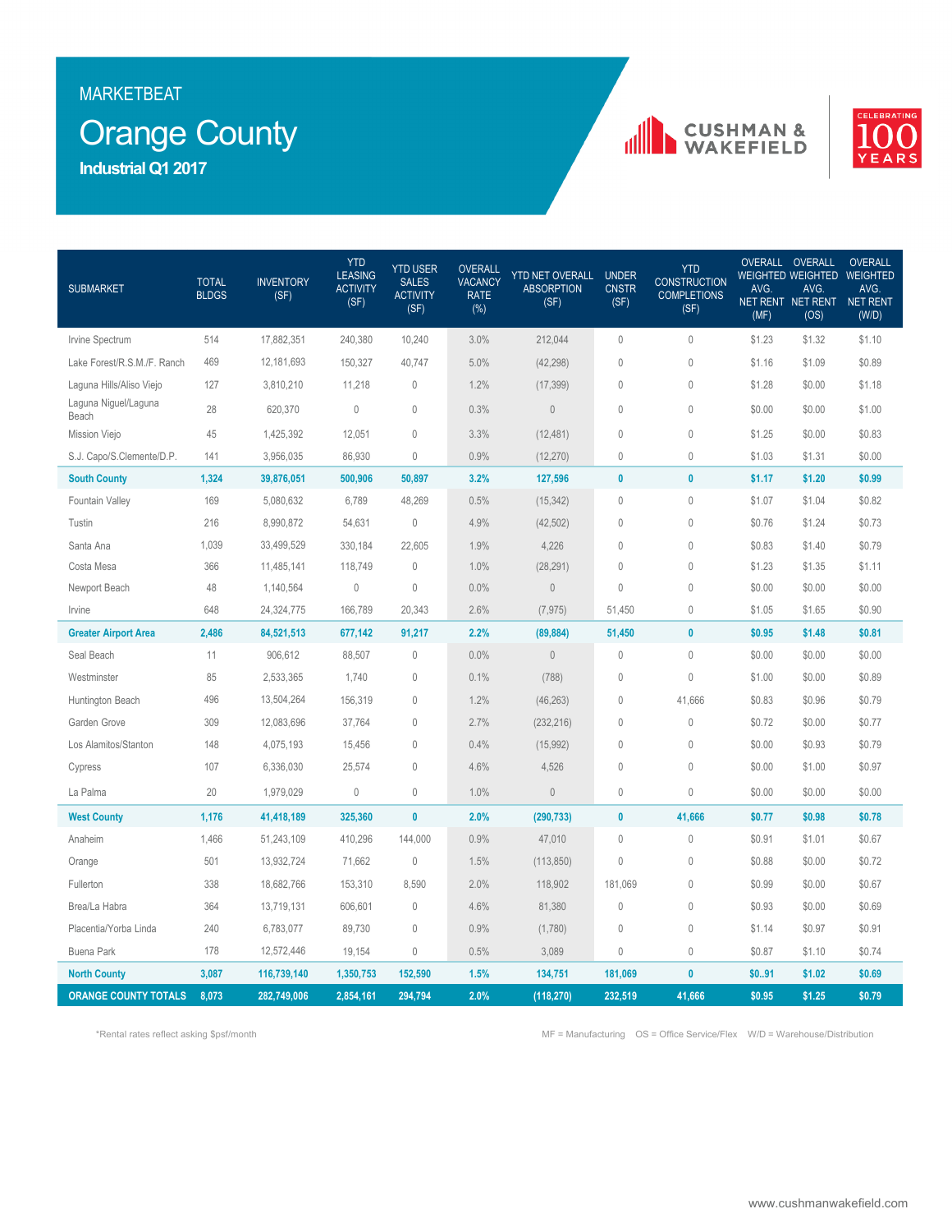MARKETBEAT

# Orange County

**Industrial Q1 2017**

| SUBMARKET | TOTAL BLDGS | INVENTORY (SF) | YTD LEASING ACTIVITY (SF) | YTD USER SALES ACTIVITY (SF) | OVERALL VACANCY RATE (%) | YTD NET OVERALL ABSORPTION (SF) | UNDER CNSTR (SF) | YTD CONSTRUCTION COMPLETIONS (SF) | OVERALL WEIGHTED AVG. NET RENT (MF) | OVERALL WEIGHTED AVG. NET RENT (OS) | OVERALL WEIGHTED AVG. NET RENT (W/D) |
|---|---|---|---|---|---|---|---|---|---|---|---|
| Irvine Spectrum | 514 | 17,882,351 | 240,380 | 10,240 | 3.0% | 212,044 | 0 | 0 | $1.23 | $1.32 | $1.10 |
| Lake Forest/R.S.M./F. Ranch | 469 | 12,181,693 | 150,327 | 40,747 | 5.0% | (42,298) | 0 | 0 | $1.16 | $1.09 | $0.89 |
| Laguna Hills/Aliso Viejo | 127 | 3,810,210 | 11,218 | 0 | 1.2% | (17,399) | 0 | 0 | $1.28 | $0.00 | $1.18 |
| Laguna Niguel/Laguna Beach | 28 | 620,370 | 0 | 0 | 0.3% | 0 | 0 | 0 | $0.00 | $0.00 | $1.00 |
| Mission Viejo | 45 | 1,425,392 | 12,051 | 0 | 3.3% | (12,481) | 0 | 0 | $1.25 | $0.00 | $0.83 |
| S.J. Capo/S.Clemente/D.P. | 141 | 3,956,035 | 86,930 | 0 | 0.9% | (12,270) | 0 | 0 | $1.03 | $1.31 | $0.00 |
| **South County** | **1,324** | **39,876,051** | **500,906** | **50,897** | **3.2%** | **127,596** | **0** | **0** | **$1.17** | **$1.20** | **$0.99** |
| Fountain Valley | 169 | 5,080,632 | 6,789 | 48,269 | 0.5% | (15,342) | 0 | 0 | $1.07 | $1.04 | $0.82 |
| Tustin | 216 | 8,990,872 | 54,631 | 0 | 4.9% | (42,502) | 0 | 0 | $0.76 | $1.24 | $0.73 |
| Santa Ana | 1,039 | 33,499,529 | 330,184 | 22,605 | 1.9% | 4,226 | 0 | 0 | $0.83 | $1.40 | $0.79 |
| Costa Mesa | 366 | 11,485,141 | 118,749 | 0 | 1.0% | (28,291) | 0 | 0 | $1.23 | $1.35 | $1.11 |
| Newport Beach | 48 | 1,140,564 | 0 | 0 | 0.0% | 0 | 0 | 0 | $0.00 | $0.00 | $0.00 |
| Irvine | 648 | 24,324,775 | 166,789 | 20,343 | 2.6% | (7,975) | 51,450 | 0 | $1.05 | $1.65 | $0.90 |
| **Greater Airport Area** | **2,486** | **84,521,513** | **677,142** | **91,217** | **2.2%** | **(89,884)** | **51,450** | **0** | **$0.95** | **$1.48** | **$0.81** |
| Seal Beach | 11 | 906,612 | 88,507 | 0 | 0.0% | 0 | 0 | 0 | $0.00 | $0.00 | $0.00 |
| Westminster | 85 | 2,533,365 | 1,740 | 0 | 0.1% | (788) | 0 | 0 | $1.00 | $0.00 | $0.89 |
| Huntington Beach | 496 | 13,504,264 | 156,319 | 0 | 1.2% | (46,263) | 0 | 41,666 | $0.83 | $0.96 | $0.79 |
| Garden Grove | 309 | 12,083,696 | 37,764 | 0 | 2.7% | (232,216) | 0 | 0 | $0.72 | $0.00 | $0.77 |
| Los Alamitos/Stanton | 148 | 4,075,193 | 15,456 | 0 | 0.4% | (15,992) | 0 | 0 | $0.00 | $0.93 | $0.79 |
| Cypress | 107 | 6,336,030 | 25,574 | 0 | 4.6% | 4,526 | 0 | 0 | $0.00 | $1.00 | $0.97 |
| La Palma | 20 | 1,979,029 | 0 | 0 | 1.0% | 0 | 0 | 0 | $0.00 | $0.00 | $0.00 |
| **West County** | **1,176** | **41,418,189** | **325,360** | **0** | **2.0%** | **(290,733)** | **0** | **41,666** | **$0.77** | **$0.98** | **$0.78** |
| Anaheim | 1,466 | 51,243,109 | 410,296 | 144,000 | 0.9% | 47,010 | 0 | 0 | $0.91 | $1.01 | $0.67 |
| Orange | 501 | 13,932,724 | 71,662 | 0 | 1.5% | (113,850) | 0 | 0 | $0.88 | $0.00 | $0.72 |
| Fullerton | 338 | 18,682,766 | 153,310 | 8,590 | 2.0% | 118,902 | 181,069 | 0 | $0.99 | $0.00 | $0.67 |
| Brea/La Habra | 364 | 13,719,131 | 606,601 | 0 | 4.6% | 81,380 | 0 | 0 | $0.93 | $0.00 | $0.69 |
| Placentia/Yorba Linda | 240 | 6,783,077 | 89,730 | 0 | 0.9% | (1,780) | 0 | 0 | $1.14 | $0.97 | $0.91 |
| Buena Park | 178 | 12,572,446 | 19,154 | 0 | 0.5% | 3,089 | 0 | 0 | $0.87 | $1.10 | $0.74 |
| **North County** | **3,087** | **116,739,140** | **1,350,753** | **152,590** | **1.5%** | **134,751** | **181,069** | **0** | **$0..91** | **$1.02** | **$0.69** |
| **ORANGE COUNTY TOTALS** | **8,073** | **282,749,006** | **2,854,161** | **294,794** | **2.0%** | **(118,270)** | **232,519** | **41,666** | **$0.95** | **$1.25** | **$0.79** |

*Rental rates reflect asking $psf/month

MF = Manufacturing   OS = Office Service/Flex   W/D = Warehouse/Distribution

www.cushmanwakefield.com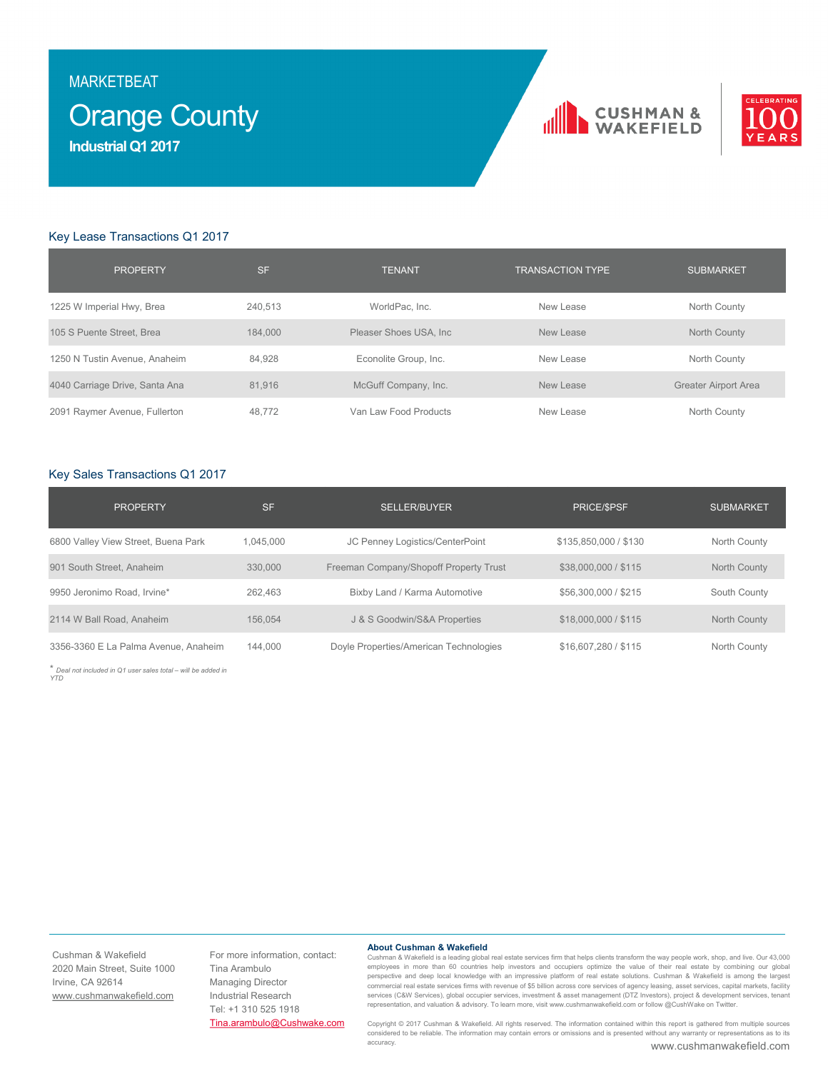MARKETBEAT

# Orange County

**Industrial Q1 2017**

## Key Lease Transactions Q1 2017

| PROPERTY | SF | TENANT | TRANSACTION TYPE | SUBMARKET |
|---|---|---|---|---|
| 1225 W Imperial Hwy, Brea | 240,513 | WorldPac, Inc. | New Lease | North County |
| 105 S Puente Street, Brea | 184,000 | Pleaser Shoes USA, Inc | New Lease | North County |
| 1250 N Tustin Avenue, Anaheim | 84,928 | Econolite Group, Inc. | New Lease | North County |
| 4040 Carriage Drive, Santa Ana | 81,916 | McGuff Company, Inc. | New Lease | Greater Airport Area |
| 2091 Raymer Avenue, Fullerton | 48,772 | Van Law Food Products | New Lease | North County |

## Key Sales Transactions Q1 2017

| PROPERTY | SF | SELLER/BUYER | PRICE/$PSF | SUBMARKET |
|---|---|---|---|---|
| 6800 Valley View Street, Buena Park | 1,045,000 | JC Penney Logistics/CenterPoint | $135,850,000 / $130 | North County |
| 901 South Street, Anaheim | 330,000 | Freeman Company/Shopoff Property Trust | $38,000,000 / $115 | North County |
| 9950 Jeronimo Road, Irvine* | 262,463 | Bixby Land / Karma Automotive | $56,300,000 / $215 | South County |
| 2114 W Ball Road, Anaheim | 156,054 | J & S Goodwin/S&A Properties | $18,000,000 / $115 | North County |
| 3356-3360 E La Palma Avenue, Anaheim | 144,000 | Doyle Properties/American Technologies | $16,607,280 / $115 | North County |

* *Deal not included in Q1 user sales total – will be added in YTD*

Cushman & Wakefield
2020 Main Street, Suite 1000
Irvine, CA 92614
www.cushmanwakefield.com

For more information, contact:
Tina Arambulo
Managing Director
Industrial Research
Tel: +1 310 525 1918
Tina.arambulo@Cushwake.com

**About Cushman & Wakefield**
Cushman & Wakefield is a leading global real estate services firm that helps clients transform the way people work, shop, and live. Our 43,000 employees in more than 60 countries help investors and occupiers optimize the value of their real estate by combining our global perspective and deep local knowledge with an impressive platform of real estate solutions. Cushman & Wakefield is among the largest commercial real estate services firms with revenue of $5 billion across core services of agency leasing, asset services, capital markets, facility services (C&W Services), global occupier services, investment & asset management (DTZ Investors), project & development services, tenant representation, and valuation & advisory. To learn more, visit www.cushmanwakefield.com or follow @CushWake on Twitter.

Copyright © 2017 Cushman & Wakefield. All rights reserved. The information contained within this report is gathered from multiple sources considered to be reliable. The information may contain errors or omissions and is presented without any warranty or representations as to its accuracy.

www.cushmanwakefield.com